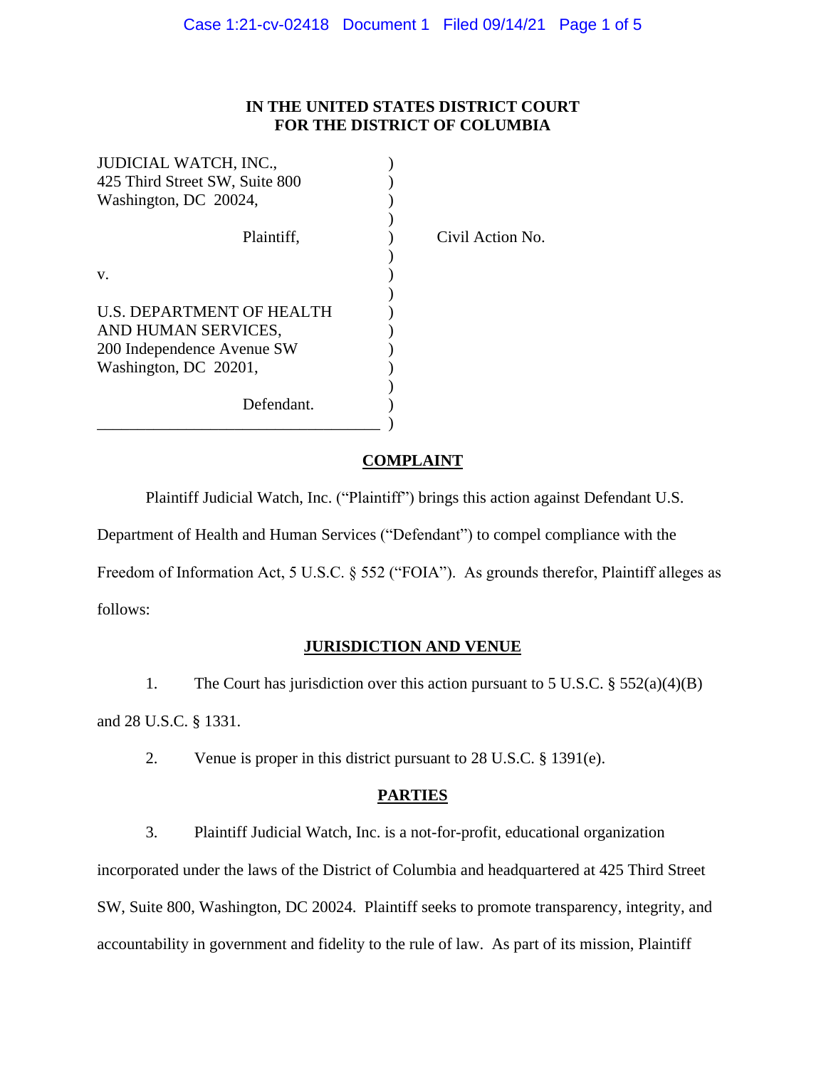**IN THE UNITED STATES DISTRICT COURT**
**FOR THE DISTRICT OF COLUMBIA**

JUDICIAL WATCH, INC.,
425 Third Street SW, Suite 800
Washington, DC 20024,

Plaintiff,

v.

U.S. DEPARTMENT OF HEALTH AND HUMAN SERVICES,
200 Independence Avenue SW
Washington, DC 20201,

Defendant.

Civil Action No.

## COMPLAINT

Plaintiff Judicial Watch, Inc. ("Plaintiff") brings this action against Defendant U.S. Department of Health and Human Services ("Defendant") to compel compliance with the Freedom of Information Act, 5 U.S.C. § 552 ("FOIA"). As grounds therefor, Plaintiff alleges as follows:

## JURISDICTION AND VENUE

1. The Court has jurisdiction over this action pursuant to 5 U.S.C. § 552(a)(4)(B) and 28 U.S.C. § 1331.

2. Venue is proper in this district pursuant to 28 U.S.C. § 1391(e).

## PARTIES

3. Plaintiff Judicial Watch, Inc. is a not-for-profit, educational organization incorporated under the laws of the District of Columbia and headquartered at 425 Third Street SW, Suite 800, Washington, DC 20024. Plaintiff seeks to promote transparency, integrity, and accountability in government and fidelity to the rule of law. As part of its mission, Plaintiff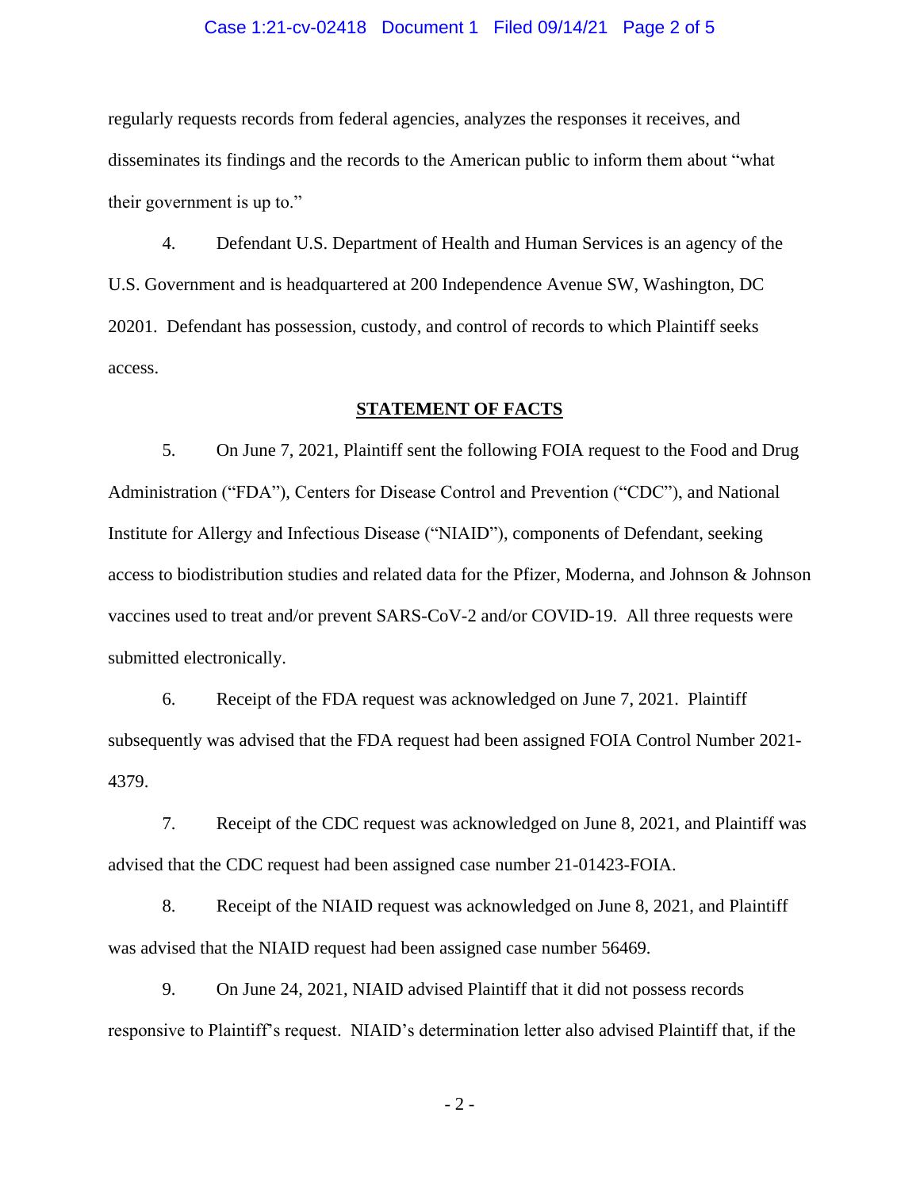regularly requests records from federal agencies, analyzes the responses it receives, and disseminates its findings and the records to the American public to inform them about "what their government is up to."

4. Defendant U.S. Department of Health and Human Services is an agency of the U.S. Government and is headquartered at 200 Independence Avenue SW, Washington, DC 20201. Defendant has possession, custody, and control of records to which Plaintiff seeks access.

## STATEMENT OF FACTS

5. On June 7, 2021, Plaintiff sent the following FOIA request to the Food and Drug Administration ("FDA"), Centers for Disease Control and Prevention ("CDC"), and National Institute for Allergy and Infectious Disease ("NIAID"), components of Defendant, seeking access to biodistribution studies and related data for the Pfizer, Moderna, and Johnson & Johnson vaccines used to treat and/or prevent SARS-CoV-2 and/or COVID-19. All three requests were submitted electronically.

6. Receipt of the FDA request was acknowledged on June 7, 2021. Plaintiff subsequently was advised that the FDA request had been assigned FOIA Control Number 2021-4379.

7. Receipt of the CDC request was acknowledged on June 8, 2021, and Plaintiff was advised that the CDC request had been assigned case number 21-01423-FOIA.

8. Receipt of the NIAID request was acknowledged on June 8, 2021, and Plaintiff was advised that the NIAID request had been assigned case number 56469.

9. On June 24, 2021, NIAID advised Plaintiff that it did not possess records responsive to Plaintiff's request. NIAID's determination letter also advised Plaintiff that, if the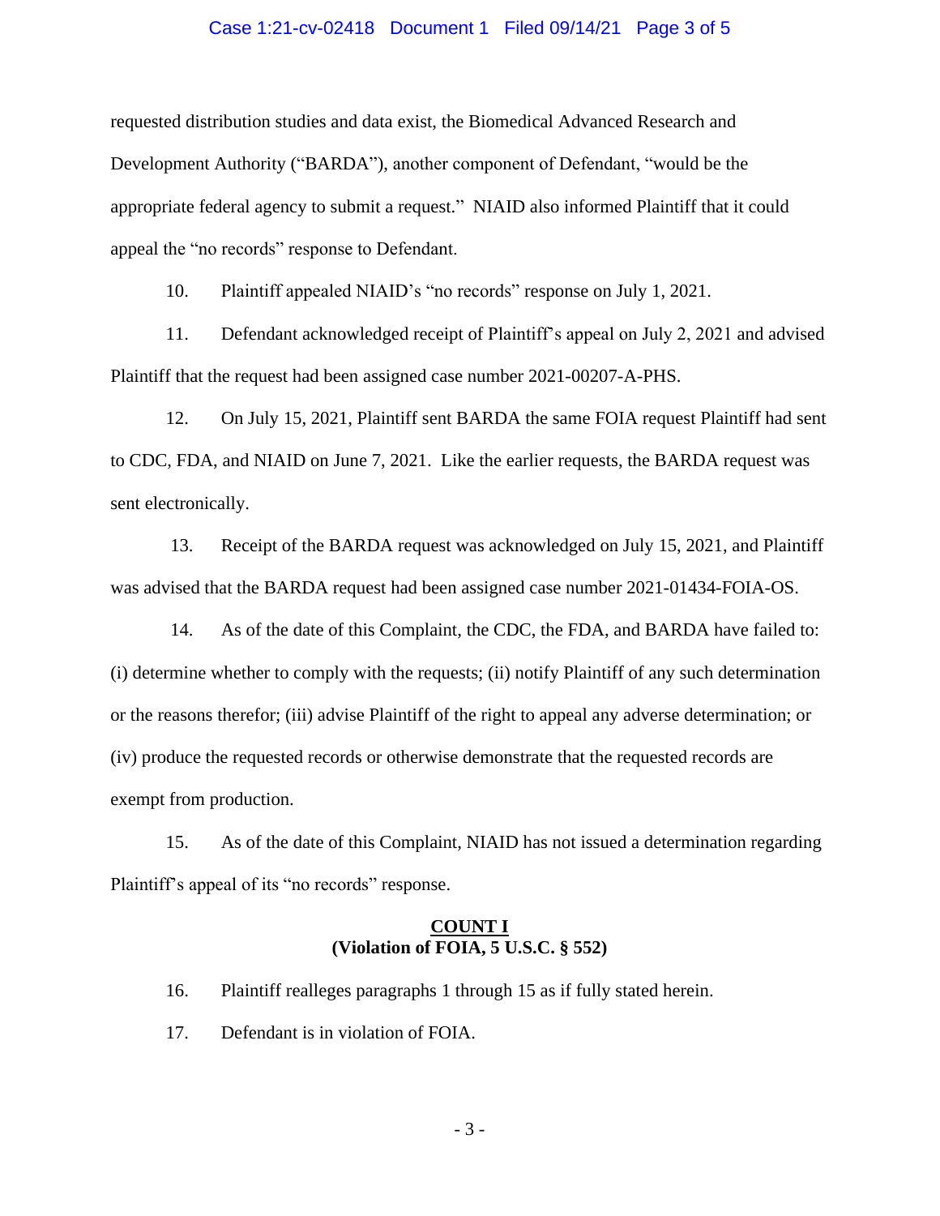requested distribution studies and data exist, the Biomedical Advanced Research and Development Authority ("BARDA"), another component of Defendant, "would be the appropriate federal agency to submit a request." NIAID also informed Plaintiff that it could appeal the "no records" response to Defendant.

10. Plaintiff appealed NIAID's "no records" response on July 1, 2021.

11. Defendant acknowledged receipt of Plaintiff's appeal on July 2, 2021 and advised Plaintiff that the request had been assigned case number 2021-00207-A-PHS.

12. On July 15, 2021, Plaintiff sent BARDA the same FOIA request Plaintiff had sent to CDC, FDA, and NIAID on June 7, 2021. Like the earlier requests, the BARDA request was sent electronically.

13. Receipt of the BARDA request was acknowledged on July 15, 2021, and Plaintiff was advised that the BARDA request had been assigned case number 2021-01434-FOIA-OS.

14. As of the date of this Complaint, the CDC, the FDA, and BARDA have failed to: (i) determine whether to comply with the requests; (ii) notify Plaintiff of any such determination or the reasons therefor; (iii) advise Plaintiff of the right to appeal any adverse determination; or (iv) produce the requested records or otherwise demonstrate that the requested records are exempt from production.

15. As of the date of this Complaint, NIAID has not issued a determination regarding Plaintiff's appeal of its "no records" response.

## COUNT I
## (Violation of FOIA, 5 U.S.C. § 552)

16. Plaintiff realleges paragraphs 1 through 15 as if fully stated herein.

17. Defendant is in violation of FOIA.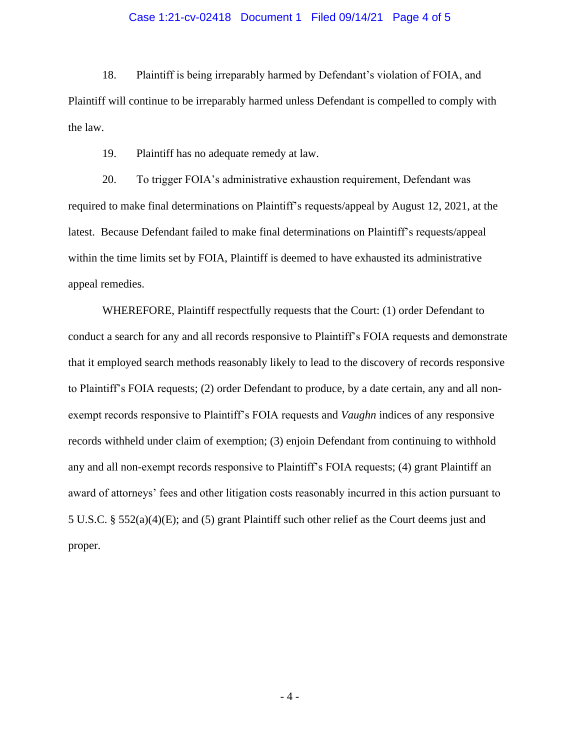18. Plaintiff is being irreparably harmed by Defendant's violation of FOIA, and Plaintiff will continue to be irreparably harmed unless Defendant is compelled to comply with the law.

19. Plaintiff has no adequate remedy at law.

20. To trigger FOIA's administrative exhaustion requirement, Defendant was required to make final determinations on Plaintiff's requests/appeal by August 12, 2021, at the latest. Because Defendant failed to make final determinations on Plaintiff's requests/appeal within the time limits set by FOIA, Plaintiff is deemed to have exhausted its administrative appeal remedies.

WHEREFORE, Plaintiff respectfully requests that the Court: (1) order Defendant to conduct a search for any and all records responsive to Plaintiff's FOIA requests and demonstrate that it employed search methods reasonably likely to lead to the discovery of records responsive to Plaintiff's FOIA requests; (2) order Defendant to produce, by a date certain, any and all non-exempt records responsive to Plaintiff's FOIA requests and *Vaughn* indices of any responsive records withheld under claim of exemption; (3) enjoin Defendant from continuing to withhold any and all non-exempt records responsive to Plaintiff's FOIA requests; (4) grant Plaintiff an award of attorneys' fees and other litigation costs reasonably incurred in this action pursuant to 5 U.S.C. § 552(a)(4)(E); and (5) grant Plaintiff such other relief as the Court deems just and proper.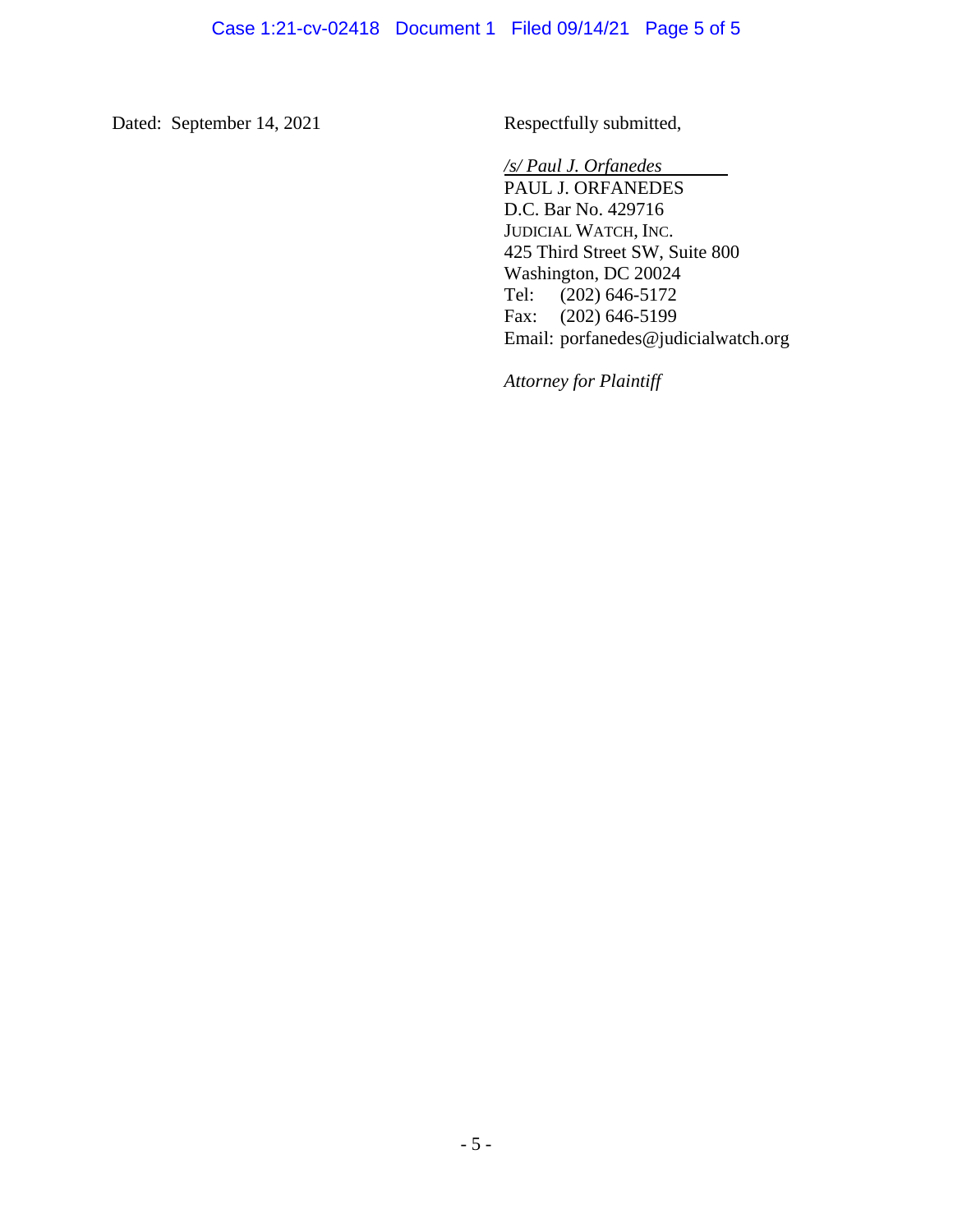Dated: September 14, 2021

Respectfully submitted,

*/s/ Paul J. Orfanedes*  
PAUL J. ORFANEDES  
D.C. Bar No. 429716  
JUDICIAL WATCH, INC.  
425 Third Street SW, Suite 800  
Washington, DC 20024  
Tel: (202) 646-5172  
Fax: (202) 646-5199  
Email: porfanedes@judicialwatch.org

*Attorney for Plaintiff*